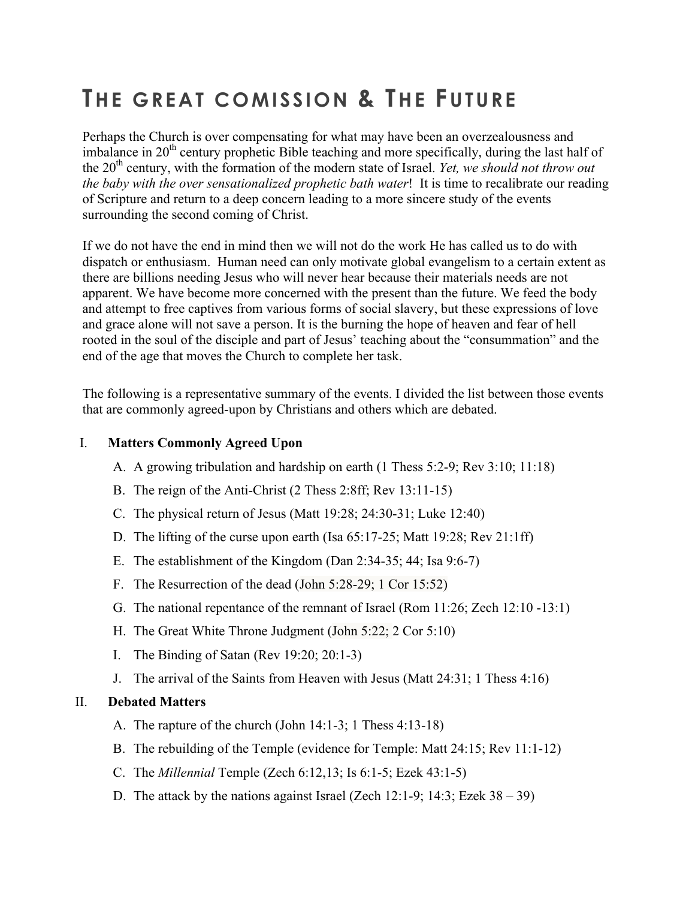# THE GREAT COMISSION & THE FUTURE

Perhaps the Church is over compensating for what may have been an overzealousness and imbalance in 20th century prophetic Bible teaching and more specifically, during the last half of the 20th century, with the formation of the modern state of Israel. *Yet, we should not throw out the baby with the over sensationalized prophetic bath water*! It is time to recalibrate our reading of Scripture and return to a deep concern leading to a more sincere study of the events surrounding the second coming of Christ.

If we do not have the end in mind then we will not do the work He has called us to do with dispatch or enthusiasm. Human need can only motivate global evangelism to a certain extent as there are billions needing Jesus who will never hear because their materials needs are not apparent. We have become more concerned with the present than the future. We feed the body and attempt to free captives from various forms of social slavery, but these expressions of love and grace alone will not save a person. It is the burning the hope of heaven and fear of hell rooted in the soul of the disciple and part of Jesus' teaching about the "consummation" and the end of the age that moves the Church to complete her task.

The following is a representative summary of the events. I divided the list between those events that are commonly agreed-upon by Christians and others which are debated.

I. **Matters Commonly Agreed Upon**

   A. A growing tribulation and hardship on earth (1 Thess 5:2-9; Rev 3:10; 11:18)

   B. The reign of the Anti-Christ (2 Thess 2:8ff; Rev 13:11-15)

   C. The physical return of Jesus (Matt 19:28; 24:30-31; Luke 12:40)

   D. The lifting of the curse upon earth (Isa 65:17-25; Matt 19:28; Rev 21:1ff)

   E. The establishment of the Kingdom (Dan 2:34-35; 44; Isa 9:6-7)

   F. The Resurrection of the dead (John 5:28-29; 1 Cor 15:52)

   G. The national repentance of the remnant of Israel (Rom 11:26; Zech 12:10 -13:1)

   H. The Great White Throne Judgment (John 5:22; 2 Cor 5:10)

   I. The Binding of Satan (Rev 19:20; 20:1-3)

   J. The arrival of the Saints from Heaven with Jesus (Matt 24:31; 1 Thess 4:16)

II. **Debated Matters**

   A. The rapture of the church (John 14:1-3; 1 Thess 4:13-18)

   B. The rebuilding of the Temple (evidence for Temple: Matt 24:15; Rev 11:1-12)

   C. The *Millennial* Temple (Zech 6:12,13; Is 6:1-5; Ezek 43:1-5)

   D. The attack by the nations against Israel (Zech 12:1-9; 14:3; Ezek 38 – 39)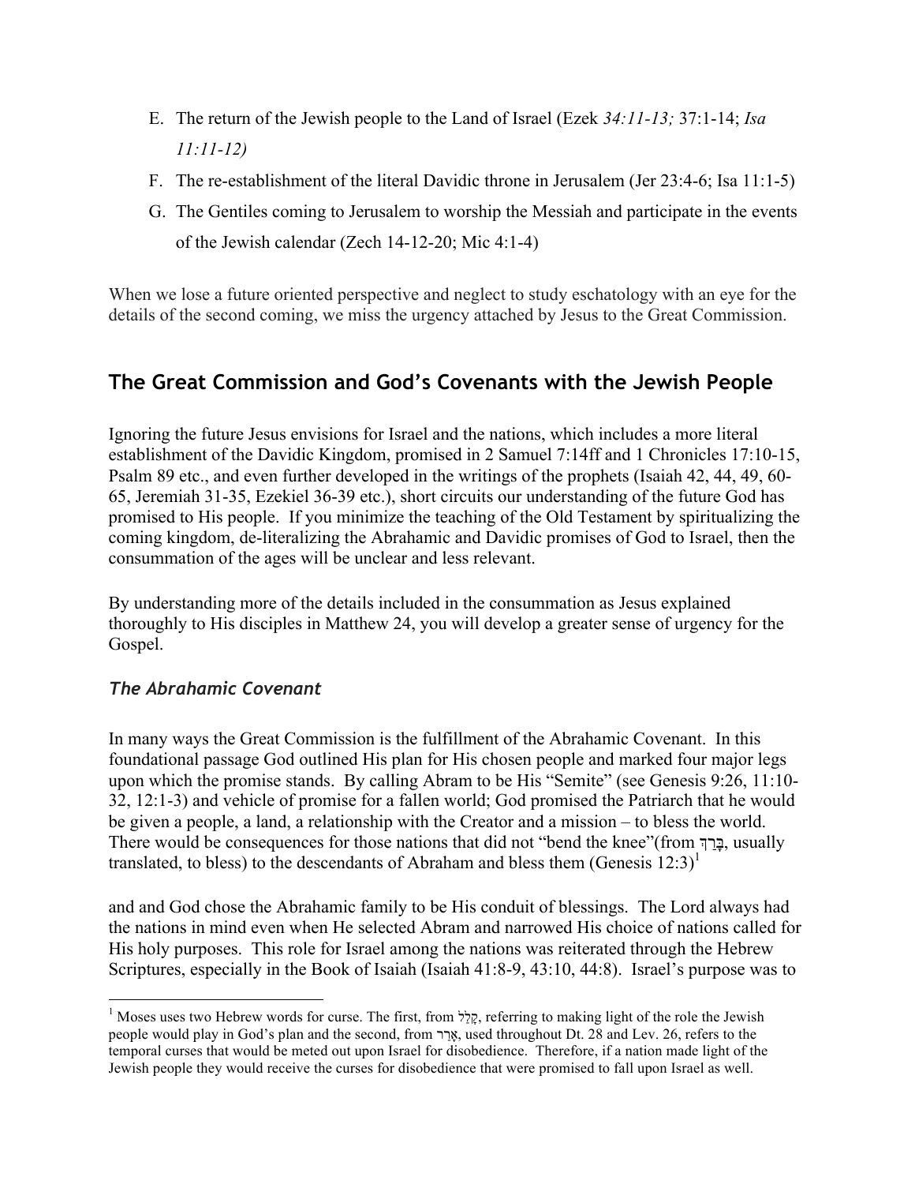E. The return of the Jewish people to the Land of Israel (Ezek *34:11-13;* 37:1-14; *Isa 11:11-12)*
F. The re-establishment of the literal Davidic throne in Jerusalem (Jer 23:4-6; Isa 11:1-5)
G. The Gentiles coming to Jerusalem to worship the Messiah and participate in the events of the Jewish calendar (Zech 14-12-20; Mic 4:1-4)

When we lose a future oriented perspective and neglect to study eschatology with an eye for the details of the second coming, we miss the urgency attached by Jesus to the Great Commission.

## The Great Commission and God's Covenants with the Jewish People

Ignoring the future Jesus envisions for Israel and the nations, which includes a more literal establishment of the Davidic Kingdom, promised in 2 Samuel 7:14ff and 1 Chronicles 17:10-15, Psalm 89 etc., and even further developed in the writings of the prophets (Isaiah 42, 44, 49, 60-65, Jeremiah 31-35, Ezekiel 36-39 etc.), short circuits our understanding of the future God has promised to His people. If you minimize the teaching of the Old Testament by spiritualizing the coming kingdom, de-literalizing the Abrahamic and Davidic promises of God to Israel, then the consummation of the ages will be unclear and less relevant.

By understanding more of the details included in the consummation as Jesus explained thoroughly to His disciples in Matthew 24, you will develop a greater sense of urgency for the Gospel.

### *The Abrahamic Covenant*

In many ways the Great Commission is the fulfillment of the Abrahamic Covenant. In this foundational passage God outlined His plan for His chosen people and marked four major legs upon which the promise stands. By calling Abram to be His "Semite" (see Genesis 9:26, 11:10-32, 12:1-3) and vehicle of promise for a fallen world; God promised the Patriarch that he would be given a people, a land, a relationship with the Creator and a mission – to bless the world. There would be consequences for those nations that did not "bend the knee"(from בָּרַךְ, usually translated, to bless) to the descendants of Abraham and bless them (Genesis 12:3)[1]

and and God chose the Abrahamic family to be His conduit of blessings. The Lord always had the nations in mind even when He selected Abram and narrowed His choice of nations called for His holy purposes. This role for Israel among the nations was reiterated through the Hebrew Scriptures, especially in the Book of Isaiah (Isaiah 41:8-9, 43:10, 44:8). Israel's purpose was to

---

[1] Moses uses two Hebrew words for curse. The first, from קָלַל, referring to making light of the role the Jewish people would play in God's plan and the second, from אָרַר, used throughout Dt. 28 and Lev. 26, refers to the temporal curses that would be meted out upon Israel for disobedience. Therefore, if a nation made light of the Jewish people they would receive the curses for disobedience that were promised to fall upon Israel as well.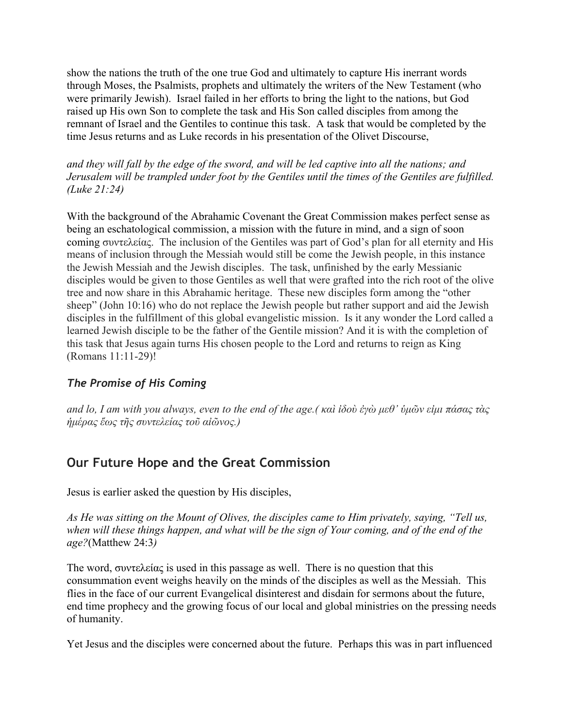show the nations the truth of the one true God and ultimately to capture His inerrant words through Moses, the Psalmists, prophets and ultimately the writers of the New Testament (who were primarily Jewish). Israel failed in her efforts to bring the light to the nations, but God raised up His own Son to complete the task and His Son called disciples from among the remnant of Israel and the Gentiles to continue this task. A task that would be completed by the time Jesus returns and as Luke records in his presentation of the Olivet Discourse,

*and they will fall by the edge of the sword, and will be led captive into all the nations; and Jerusalem will be trampled under foot by the Gentiles until the times of the Gentiles are fulfilled. (Luke 21:24)*

With the background of the Abrahamic Covenant the Great Commission makes perfect sense as being an eschatological commission, a mission with the future in mind, and a sign of soon coming συντελείας. The inclusion of the Gentiles was part of God's plan for all eternity and His means of inclusion through the Messiah would still be come the Jewish people, in this instance the Jewish Messiah and the Jewish disciples. The task, unfinished by the early Messianic disciples would be given to those Gentiles as well that were grafted into the rich root of the olive tree and now share in this Abrahamic heritage. These new disciples form among the "other sheep" (John 10:16) who do not replace the Jewish people but rather support and aid the Jewish disciples in the fulfillment of this global evangelistic mission. Is it any wonder the Lord called a learned Jewish disciple to be the father of the Gentile mission? And it is with the completion of this task that Jesus again turns His chosen people to the Lord and returns to reign as King (Romans 11:11-29)!

### *The Promise of His Coming*

*and lo, I am with you always, even to the end of the age.( καὶ ἰδοὺ ἐγὼ μεθ' ὑμῶν εἰμι πάσας τὰς ἡμέρας ἕως τῆς συντελείας τοῦ αἰῶνος.)*

## Our Future Hope and the Great Commission

Jesus is earlier asked the question by His disciples,

*As He was sitting on the Mount of Olives, the disciples came to Him privately, saying, "Tell us, when will these things happen, and what will be the sign of Your coming, and of the end of the age?*(Matthew 24:3*)*

The word, συντελείας is used in this passage as well. There is no question that this consummation event weighs heavily on the minds of the disciples as well as the Messiah. This flies in the face of our current Evangelical disinterest and disdain for sermons about the future, end time prophecy and the growing focus of our local and global ministries on the pressing needs of humanity.

Yet Jesus and the disciples were concerned about the future. Perhaps this was in part influenced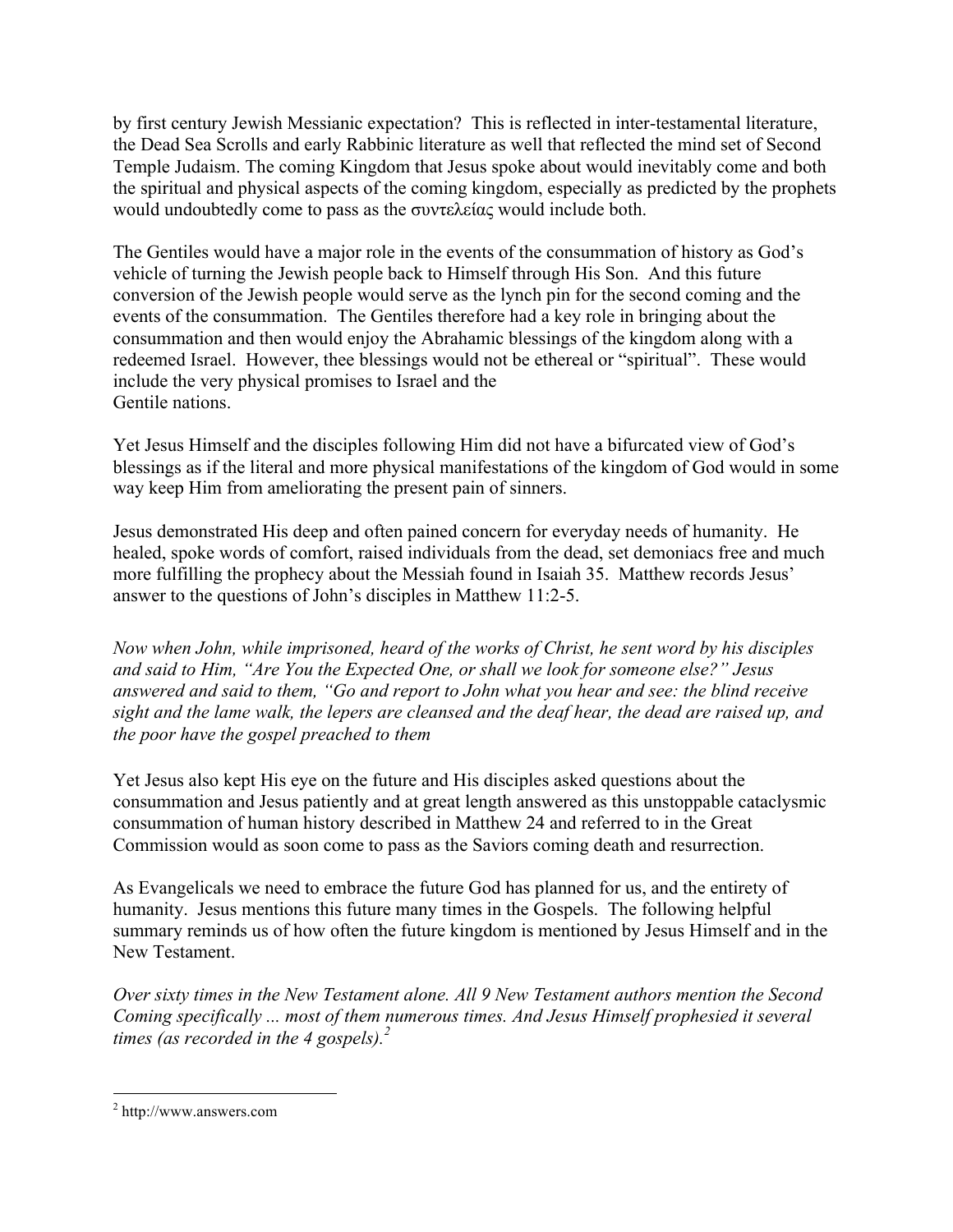by first century Jewish Messianic expectation? This is reflected in inter-testamental literature, the Dead Sea Scrolls and early Rabbinic literature as well that reflected the mind set of Second Temple Judaism. The coming Kingdom that Jesus spoke about would inevitably come and both the spiritual and physical aspects of the coming kingdom, especially as predicted by the prophets would undoubtedly come to pass as the συντελείας would include both.

The Gentiles would have a major role in the events of the consummation of history as God's vehicle of turning the Jewish people back to Himself through His Son. And this future conversion of the Jewish people would serve as the lynch pin for the second coming and the events of the consummation. The Gentiles therefore had a key role in bringing about the consummation and then would enjoy the Abrahamic blessings of the kingdom along with a redeemed Israel. However, thee blessings would not be ethereal or "spiritual". These would include the very physical promises to Israel and the
Gentile nations.

Yet Jesus Himself and the disciples following Him did not have a bifurcated view of God's blessings as if the literal and more physical manifestations of the kingdom of God would in some way keep Him from ameliorating the present pain of sinners.

Jesus demonstrated His deep and often pained concern for everyday needs of humanity. He healed, spoke words of comfort, raised individuals from the dead, set demoniacs free and much more fulfilling the prophecy about the Messiah found in Isaiah 35. Matthew records Jesus' answer to the questions of John's disciples in Matthew 11:2-5.

*Now when John, while imprisoned, heard of the works of Christ, he sent word by his disciples and said to Him, "Are You the Expected One, or shall we look for someone else?" Jesus answered and said to them, "Go and report to John what you hear and see: the blind receive sight and the lame walk, the lepers are cleansed and the deaf hear, the dead are raised up, and the poor have the gospel preached to them*

Yet Jesus also kept His eye on the future and His disciples asked questions about the consummation and Jesus patiently and at great length answered as this unstoppable cataclysmic consummation of human history described in Matthew 24 and referred to in the Great Commission would as soon come to pass as the Saviors coming death and resurrection.

As Evangelicals we need to embrace the future God has planned for us, and the entirety of humanity. Jesus mentions this future many times in the Gospels. The following helpful summary reminds us of how often the future kingdom is mentioned by Jesus Himself and in the New Testament.

*Over sixty times in the New Testament alone. All 9 New Testament authors mention the Second Coming specifically ... most of them numerous times. And Jesus Himself prophesied it several times (as recorded in the 4 gospels).*[2]

---

[2] http://www.answers.com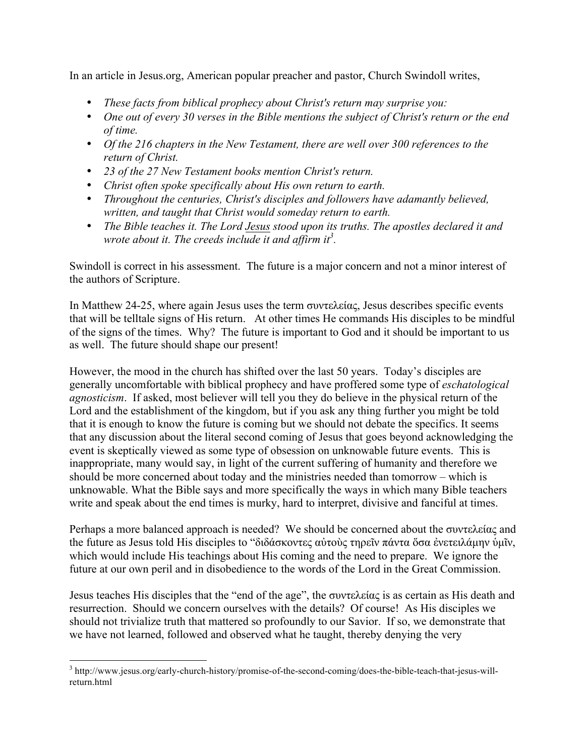In an article in Jesus.org, American popular preacher and pastor, Church Swindoll writes,

- *These facts from biblical prophecy about Christ's return may surprise you:*
- *One out of every 30 verses in the Bible mentions the subject of Christ's return or the end of time.*
- *Of the 216 chapters in the New Testament, there are well over 300 references to the return of Christ.*
- *23 of the 27 New Testament books mention Christ's return.*
- *Christ often spoke specifically about His own return to earth.*
- *Throughout the centuries, Christ's disciples and followers have adamantly believed, written, and taught that Christ would someday return to earth.*
- *The Bible teaches it. The Lord Jesus stood upon its truths. The apostles declared it and wrote about it. The creeds include it and affirm it*[3]*.*

Swindoll is correct in his assessment. The future is a major concern and not a minor interest of the authors of Scripture.

In Matthew 24-25, where again Jesus uses the term συντελείας, Jesus describes specific events that will be telltale signs of His return. At other times He commands His disciples to be mindful of the signs of the times. Why? The future is important to God and it should be important to us as well. The future should shape our present!

However, the mood in the church has shifted over the last 50 years. Today's disciples are generally uncomfortable with biblical prophecy and have proffered some type of *eschatological agnosticism*. If asked, most believer will tell you they do believe in the physical return of the Lord and the establishment of the kingdom, but if you ask any thing further you might be told that it is enough to know the future is coming but we should not debate the specifics. It seems that any discussion about the literal second coming of Jesus that goes beyond acknowledging the event is skeptically viewed as some type of obsession on unknowable future events. This is inappropriate, many would say, in light of the current suffering of humanity and therefore we should be more concerned about today and the ministries needed than tomorrow – which is unknowable. What the Bible says and more specifically the ways in which many Bible teachers write and speak about the end times is murky, hard to interpret, divisive and fanciful at times.

Perhaps a more balanced approach is needed? We should be concerned about the συντελείας and the future as Jesus told His disciples to "διδάσκοντες αὐτοὺς τηρεῖν πάντα ὅσα ἐνετειλάμην ὑμῖν, which would include His teachings about His coming and the need to prepare. We ignore the future at our own peril and in disobedience to the words of the Lord in the Great Commission.

Jesus teaches His disciples that the "end of the age", the συντελείας is as certain as His death and resurrection. Should we concern ourselves with the details? Of course! As His disciples we should not trivialize truth that mattered so profoundly to our Savior. If so, we demonstrate that we have not learned, followed and observed what he taught, thereby denying the very

[3] http://www.jesus.org/early-church-history/promise-of-the-second-coming/does-the-bible-teach-that-jesus-will-return.html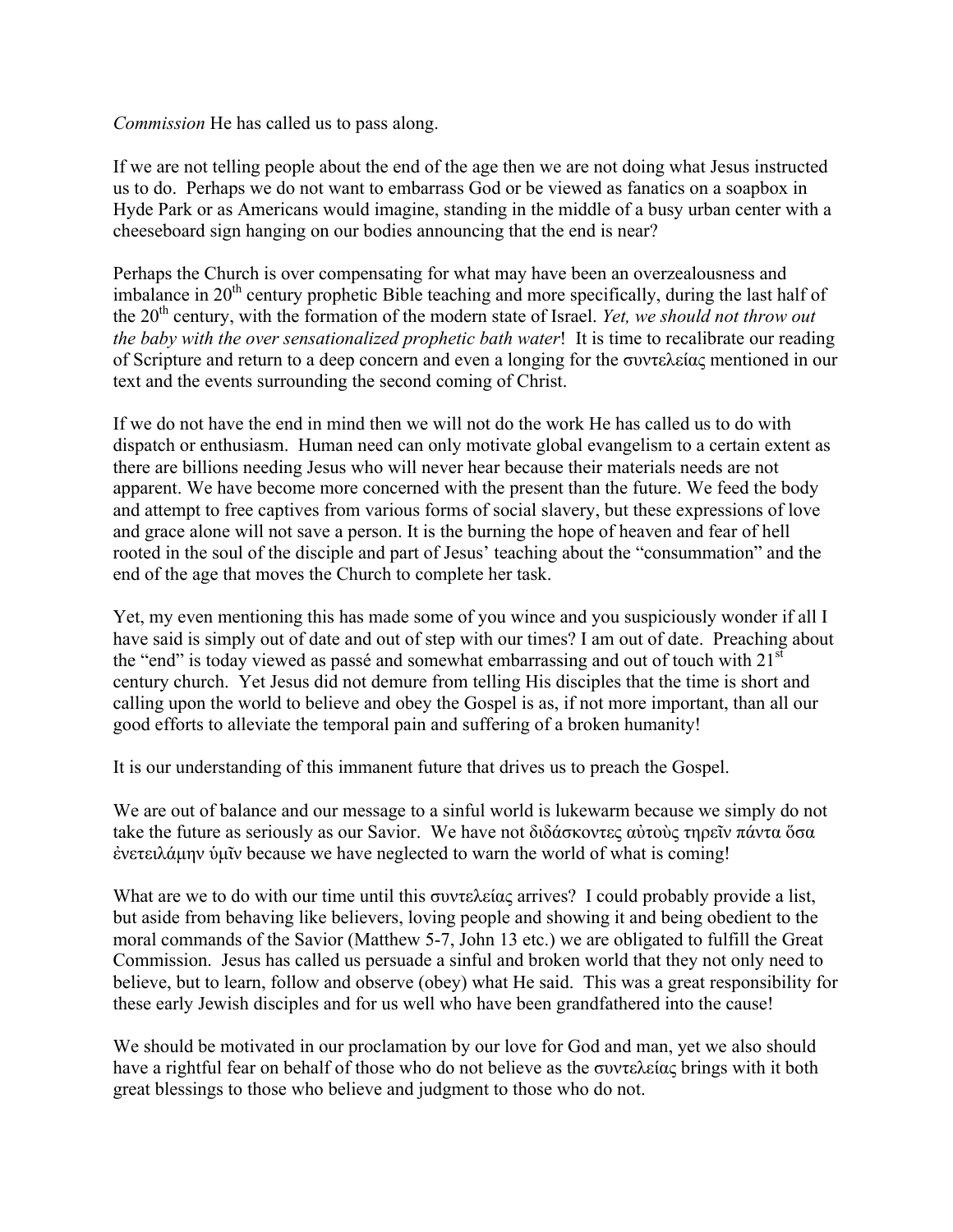*Commission* He has called us to pass along.

If we are not telling people about the end of the age then we are not doing what Jesus instructed us to do. Perhaps we do not want to embarrass God or be viewed as fanatics on a soapbox in Hyde Park or as Americans would imagine, standing in the middle of a busy urban center with a cheeseboard sign hanging on our bodies announcing that the end is near?

Perhaps the Church is over compensating for what may have been an overzealousness and imbalance in 20th century prophetic Bible teaching and more specifically, during the last half of the 20th century, with the formation of the modern state of Israel. *Yet, we should not throw out the baby with the over sensationalized prophetic bath water*! It is time to recalibrate our reading of Scripture and return to a deep concern and even a longing for the συντελείας mentioned in our text and the events surrounding the second coming of Christ.

If we do not have the end in mind then we will not do the work He has called us to do with dispatch or enthusiasm. Human need can only motivate global evangelism to a certain extent as there are billions needing Jesus who will never hear because their materials needs are not apparent. We have become more concerned with the present than the future. We feed the body and attempt to free captives from various forms of social slavery, but these expressions of love and grace alone will not save a person. It is the burning the hope of heaven and fear of hell rooted in the soul of the disciple and part of Jesus' teaching about the "consummation" and the end of the age that moves the Church to complete her task.

Yet, my even mentioning this has made some of you wince and you suspiciously wonder if all I have said is simply out of date and out of step with our times? I am out of date. Preaching about the "end" is today viewed as passé and somewhat embarrassing and out of touch with 21st century church. Yet Jesus did not demure from telling His disciples that the time is short and calling upon the world to believe and obey the Gospel is as, if not more important, than all our good efforts to alleviate the temporal pain and suffering of a broken humanity!

It is our understanding of this immanent future that drives us to preach the Gospel.

We are out of balance and our message to a sinful world is lukewarm because we simply do not take the future as seriously as our Savior. We have not διδάσκοντες αὐτοὺς τηρεῖν πάντα ὅσα ἐνετειλάμην ὑμῖν because we have neglected to warn the world of what is coming!

What are we to do with our time until this συντελείας arrives? I could probably provide a list, but aside from behaving like believers, loving people and showing it and being obedient to the moral commands of the Savior (Matthew 5-7, John 13 etc.) we are obligated to fulfill the Great Commission. Jesus has called us persuade a sinful and broken world that they not only need to believe, but to learn, follow and observe (obey) what He said. This was a great responsibility for these early Jewish disciples and for us well who have been grandfathered into the cause!

We should be motivated in our proclamation by our love for God and man, yet we also should have a rightful fear on behalf of those who do not believe as the συντελείας brings with it both great blessings to those who believe and judgment to those who do not.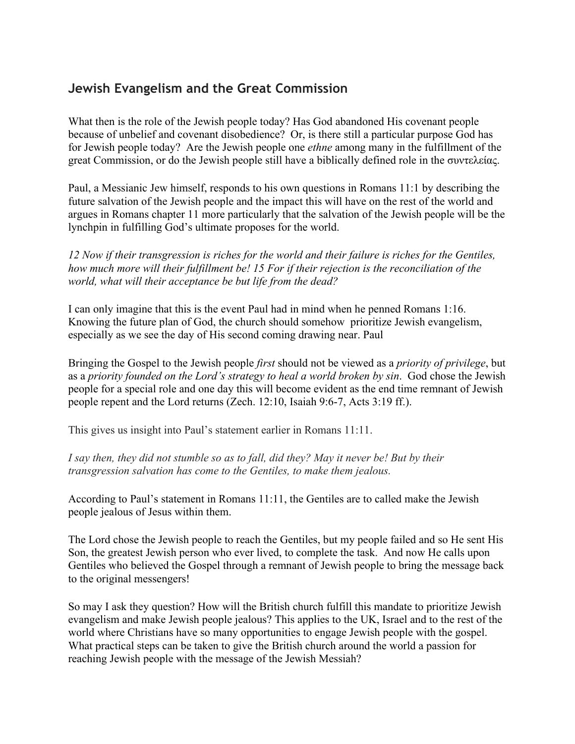## Jewish Evangelism and the Great Commission

What then is the role of the Jewish people today? Has God abandoned His covenant people because of unbelief and covenant disobedience? Or, is there still a particular purpose God has for Jewish people today? Are the Jewish people one *ethne* among many in the fulfillment of the great Commission, or do the Jewish people still have a biblically defined role in the συντελείας.

Paul, a Messianic Jew himself, responds to his own questions in Romans 11:1 by describing the future salvation of the Jewish people and the impact this will have on the rest of the world and argues in Romans chapter 11 more particularly that the salvation of the Jewish people will be the lynchpin in fulfilling God's ultimate proposes for the world.

*12 Now if their transgression is riches for the world and their failure is riches for the Gentiles, how much more will their fulfillment be! 15 For if their rejection is the reconciliation of the world, what will their acceptance be but life from the dead?*

I can only imagine that this is the event Paul had in mind when he penned Romans 1:16. Knowing the future plan of God, the church should somehow prioritize Jewish evangelism, especially as we see the day of His second coming drawing near. Paul

Bringing the Gospel to the Jewish people *first* should not be viewed as a *priority of privilege*, but as a *priority founded on the Lord's strategy to heal a world broken by sin*. God chose the Jewish people for a special role and one day this will become evident as the end time remnant of Jewish people repent and the Lord returns (Zech. 12:10, Isaiah 9:6-7, Acts 3:19 ff.).

This gives us insight into Paul's statement earlier in Romans 11:11.

*I say then, they did not stumble so as to fall, did they? May it never be! But by their transgression salvation has come to the Gentiles, to make them jealous.*

According to Paul's statement in Romans 11:11, the Gentiles are to called make the Jewish people jealous of Jesus within them.

The Lord chose the Jewish people to reach the Gentiles, but my people failed and so He sent His Son, the greatest Jewish person who ever lived, to complete the task. And now He calls upon Gentiles who believed the Gospel through a remnant of Jewish people to bring the message back to the original messengers!

So may I ask they question? How will the British church fulfill this mandate to prioritize Jewish evangelism and make Jewish people jealous? This applies to the UK, Israel and to the rest of the world where Christians have so many opportunities to engage Jewish people with the gospel. What practical steps can be taken to give the British church around the world a passion for reaching Jewish people with the message of the Jewish Messiah?